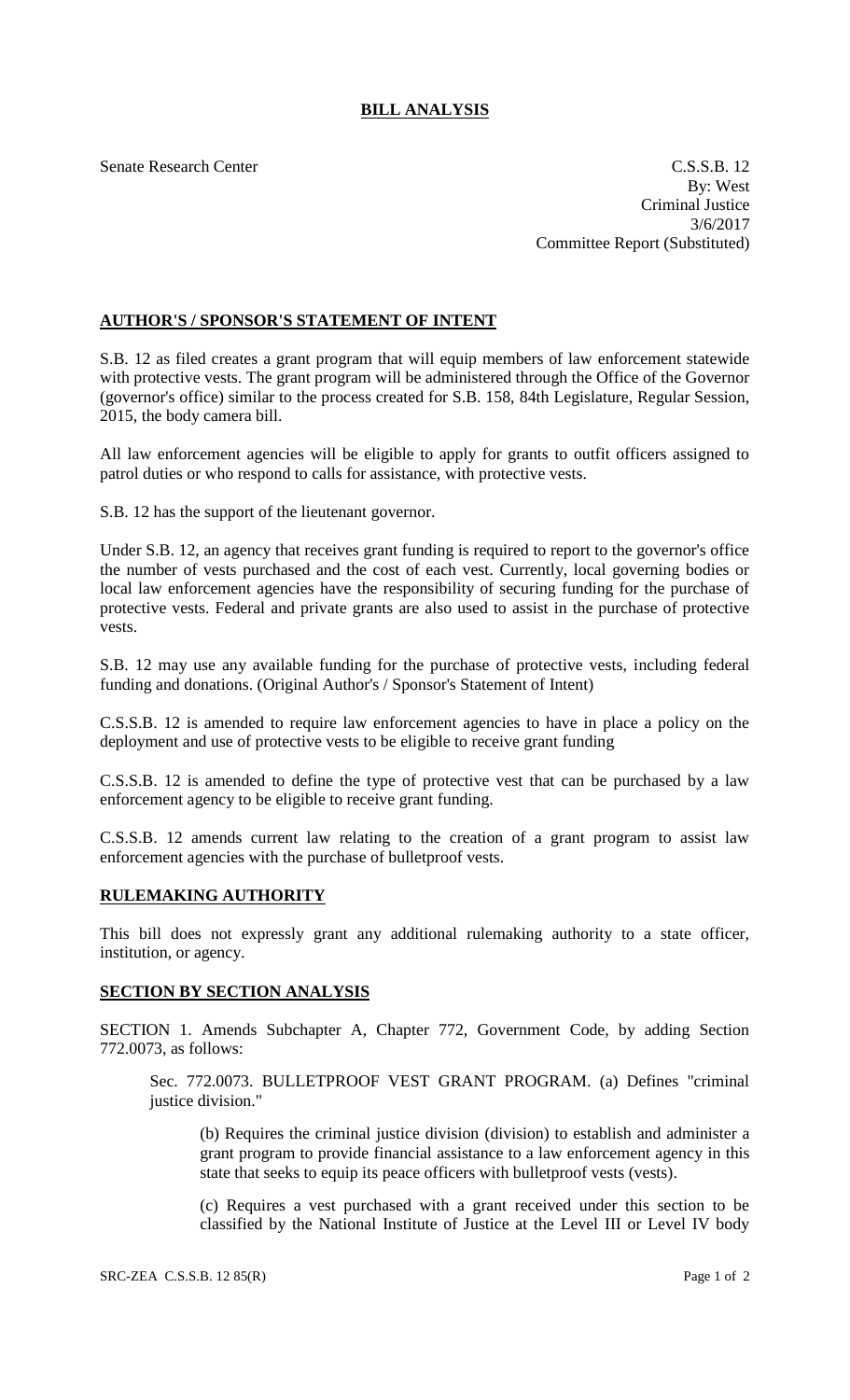# BILL ANALYSIS

Senate Research Center

C.S.S.B. 12
By: West
Criminal Justice
3/6/2017
Committee Report (Substituted)

## AUTHOR'S / SPONSOR'S STATEMENT OF INTENT

S.B. 12 as filed creates a grant program that will equip members of law enforcement statewide with protective vests. The grant program will be administered through the Office of the Governor (governor's office) similar to the process created for S.B. 158, 84th Legislature, Regular Session, 2015, the body camera bill.

All law enforcement agencies will be eligible to apply for grants to outfit officers assigned to patrol duties or who respond to calls for assistance, with protective vests.

S.B. 12 has the support of the lieutenant governor.

Under S.B. 12, an agency that receives grant funding is required to report to the governor's office the number of vests purchased and the cost of each vest. Currently, local governing bodies or local law enforcement agencies have the responsibility of securing funding for the purchase of protective vests. Federal and private grants are also used to assist in the purchase of protective vests.

S.B. 12 may use any available funding for the purchase of protective vests, including federal funding and donations. (Original Author's / Sponsor's Statement of Intent)

C.S.S.B. 12 is amended to require law enforcement agencies to have in place a policy on the deployment and use of protective vests to be eligible to receive grant funding

C.S.S.B. 12 is amended to define the type of protective vest that can be purchased by a law enforcement agency to be eligible to receive grant funding.

C.S.S.B. 12 amends current law relating to the creation of a grant program to assist law enforcement agencies with the purchase of bulletproof vests.

## RULEMAKING AUTHORITY

This bill does not expressly grant any additional rulemaking authority to a state officer, institution, or agency.

## SECTION BY SECTION ANALYSIS

SECTION 1. Amends Subchapter A, Chapter 772, Government Code, by adding Section 772.0073, as follows:

Sec. 772.0073. BULLETPROOF VEST GRANT PROGRAM. (a) Defines "criminal justice division."

(b) Requires the criminal justice division (division) to establish and administer a grant program to provide financial assistance to a law enforcement agency in this state that seeks to equip its peace officers with bulletproof vests (vests).

(c) Requires a vest purchased with a grant received under this section to be classified by the National Institute of Justice at the Level III or Level IV body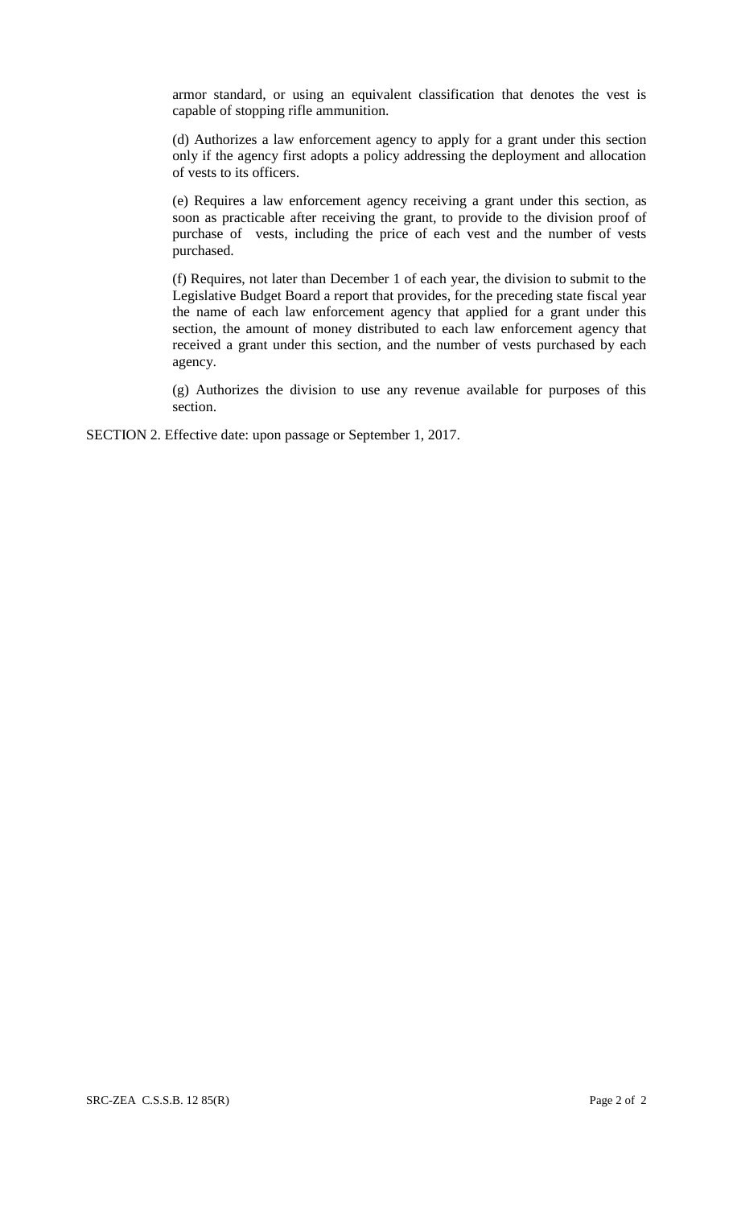armor standard, or using an equivalent classification that denotes the vest is capable of stopping rifle ammunition.

(d) Authorizes a law enforcement agency to apply for a grant under this section only if the agency first adopts a policy addressing the deployment and allocation of vests to its officers.

(e) Requires a law enforcement agency receiving a grant under this section, as soon as practicable after receiving the grant, to provide to the division proof of purchase of vests, including the price of each vest and the number of vests purchased.

(f) Requires, not later than December 1 of each year, the division to submit to the Legislative Budget Board a report that provides, for the preceding state fiscal year the name of each law enforcement agency that applied for a grant under this section, the amount of money distributed to each law enforcement agency that received a grant under this section, and the number of vests purchased by each agency.

(g) Authorizes the division to use any revenue available for purposes of this section.

SECTION 2. Effective date: upon passage or September 1, 2017.